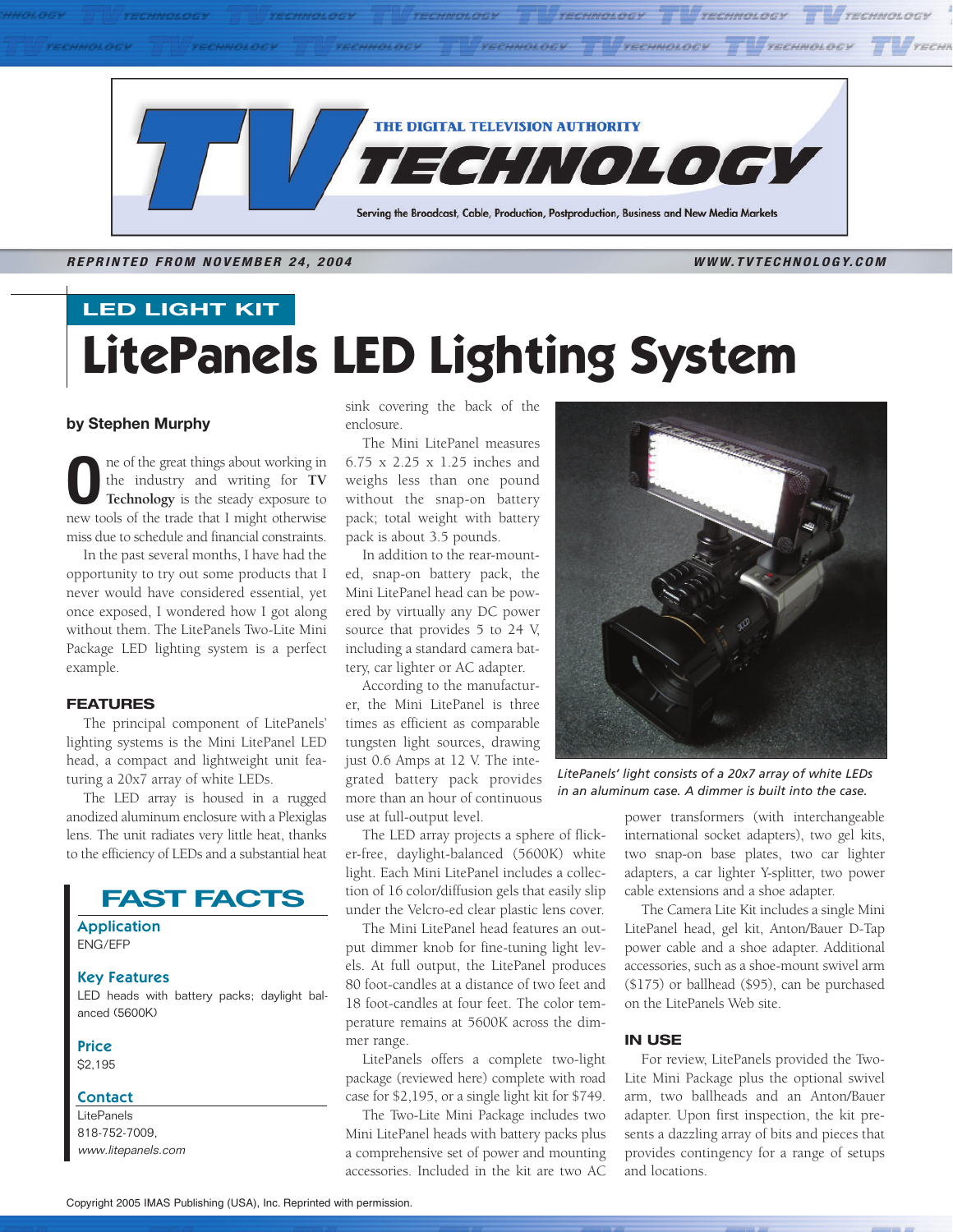REPRINTED FROM NOVEMBER 24, 2004

WWW.TVTECHNOLOGY.COM

LED LIGHT KIT

# LitePanels LED Lighting System

**by Stephen Murphy**

One of the great things about working in the industry and writing for **TV Technology** is the steady exposure to new tools of the trade that I might otherwise miss due to schedule and financial constraints.

In the past several months, I have had the opportunity to try out some products that I never would have considered essential, yet once exposed, I wondered how I got along without them. The LitePanels Two-Lite Mini Package LED lighting system is a perfect example.

## FEATURES

The principal component of LitePanels' lighting systems is the Mini LitePanel LED head, a compact and lightweight unit featuring a 20x7 array of white LEDs.

The LED array is housed in a rugged anodized aluminum enclosure with a Plexiglas lens. The unit radiates very little heat, thanks to the efficiency of LEDs and a substantial heat sink covering the back of the enclosure.

The Mini LitePanel measures 6.75 x 2.25 x 1.25 inches and weighs less than one pound without the snap-on battery pack; total weight with battery pack is about 3.5 pounds.

In addition to the rear-mounted, snap-on battery pack, the Mini LitePanel head can be powered by virtually any DC power source that provides 5 to 24 V, including a standard camera battery, car lighter or AC adapter.

According to the manufacturer, the Mini LitePanel is three times as efficient as comparable tungsten light sources, drawing just 0.6 Amps at 12 V. The integrated battery pack provides more than an hour of continuous use at full-output level.

The LED array projects a sphere of flicker-free, daylight-balanced (5600K) white light. Each Mini LitePanel includes a collection of 16 color/diffusion gels that easily slip under the Velcro-ed clear plastic lens cover.

The Mini LitePanel head features an output dimmer knob for fine-tuning light levels. At full output, the LitePanel produces 80 foot-candles at a distance of two feet and 18 foot-candles at four feet. The color temperature remains at 5600K across the dimmer range.

LitePanels offers a complete two-light package (reviewed here) complete with road case for $2,195, or a single light kit for $749.

The Two-Lite Mini Package includes two Mini LitePanel heads with battery packs plus a comprehensive set of power and mounting accessories. Included in the kit are two AC power transformers (with interchangeable international socket adapters), two gel kits, two snap-on base plates, two car lighter adapters, a car lighter Y-splitter, two power cable extensions and a shoe adapter.

The Camera Lite Kit includes a single Mini LitePanel head, gel kit, Anton/Bauer D-Tap power cable and a shoe adapter. Additional accessories, such as a shoe-mount swivel arm ($175) or ballhead ($95), can be purchased on the LitePanels Web site.

LitePanels' light consists of a 20x7 array of white LEDs in an aluminum case. A dimmer is built into the case.

## FAST FACTS

**Application**
ENG/EFP

**Key Features**
LED heads with battery packs; daylight balanced (5600K)

**Price**
$2,195

**Contact**
LitePanels
818-752-7009,
*www.litepanels.com*

## IN USE

For review, LitePanels provided the Two-Lite Mini Package plus the optional swivel arm, two ballheads and an Anton/Bauer adapter. Upon first inspection, the kit presents a dazzling array of bits and pieces that provides contingency for a range of setups and locations.

Copyright 2005 IMAS Publishing (USA), Inc. Reprinted with permission.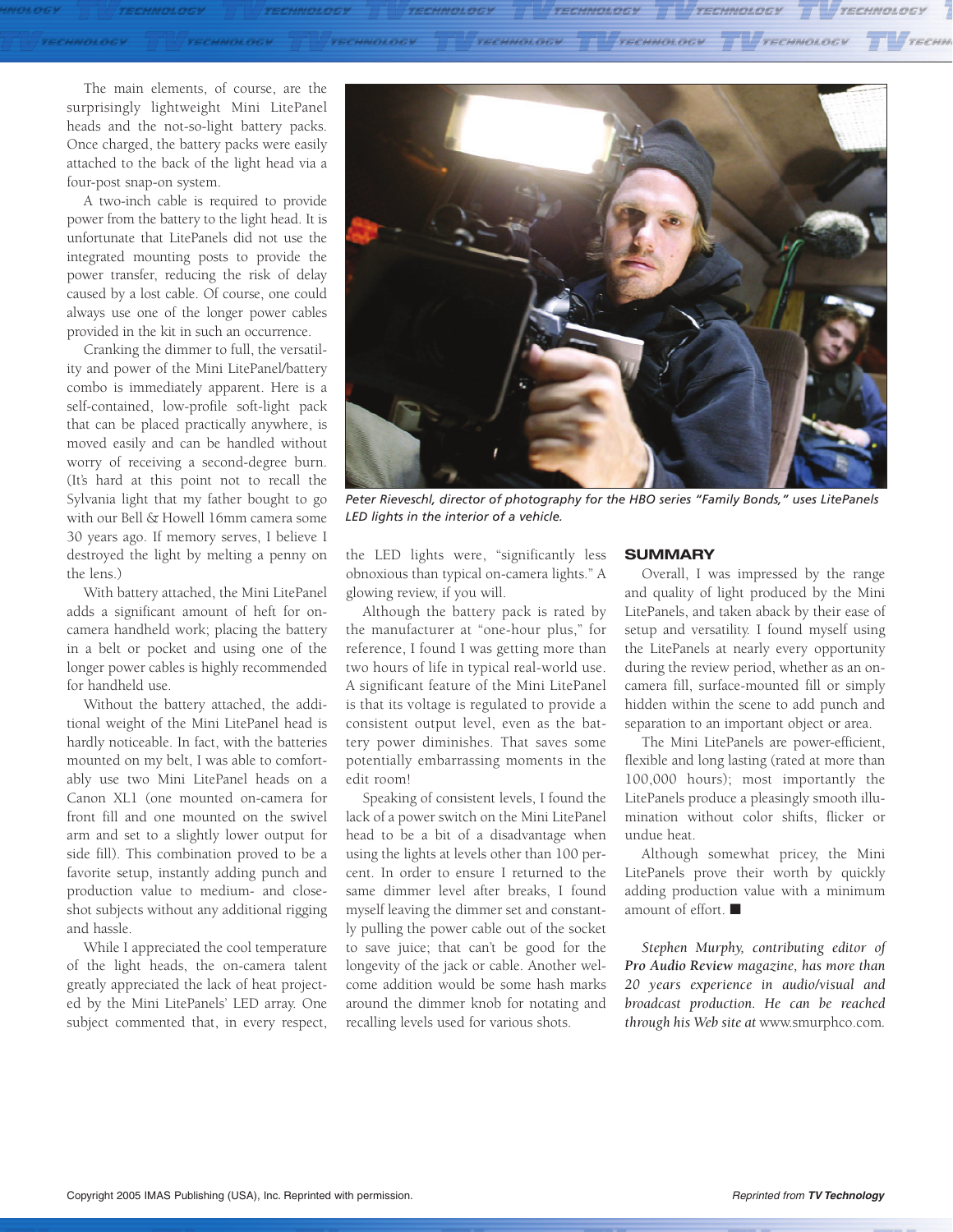The main elements, of course, are the surprisingly lightweight Mini LitePanel heads and the not-so-light battery packs. Once charged, the battery packs were easily attached to the back of the light head via a four-post snap-on system.

A two-inch cable is required to provide power from the battery to the light head. It is unfortunate that LitePanels did not use the integrated mounting posts to provide the power transfer, reducing the risk of delay caused by a lost cable. Of course, one could always use one of the longer power cables provided in the kit in such an occurrence.

Cranking the dimmer to full, the versatility and power of the Mini LitePanel/battery combo is immediately apparent. Here is a self-contained, low-profile soft-light pack that can be placed practically anywhere, is moved easily and can be handled without worry of receiving a second-degree burn. (It's hard at this point not to recall the Sylvania light that my father bought to go with our Bell & Howell 16mm camera some 30 years ago. If memory serves, I believe I destroyed the light by melting a penny on the lens.)

With battery attached, the Mini LitePanel adds a significant amount of heft for on-camera handheld work; placing the battery in a belt or pocket and using one of the longer power cables is highly recommended for handheld use.

Without the battery attached, the additional weight of the Mini LitePanel head is hardly noticeable. In fact, with the batteries mounted on my belt, I was able to comfortably use two Mini LitePanel heads on a Canon XL1 (one mounted on-camera for front fill and one mounted on the swivel arm and set to a slightly lower output for side fill). This combination proved to be a favorite setup, instantly adding punch and production value to medium- and close-shot subjects without any additional rigging and hassle.

While I appreciated the cool temperature of the light heads, the on-camera talent greatly appreciated the lack of heat projected by the Mini LitePanels' LED array. One subject commented that, in every respect, the LED lights were, "significantly less obnoxious than typical on-camera lights." A glowing review, if you will.

Peter Rieveschl, director of photography for the HBO series "Family Bonds," uses LitePanels LED lights in the interior of a vehicle.

Although the battery pack is rated by the manufacturer at "one-hour plus," for reference, I found I was getting more than two hours of life in typical real-world use. A significant feature of the Mini LitePanel is that its voltage is regulated to provide a consistent output level, even as the battery power diminishes. That saves some potentially embarrassing moments in the edit room!

Speaking of consistent levels, I found the lack of a power switch on the Mini LitePanel head to be a bit of a disadvantage when using the lights at levels other than 100 percent. In order to ensure I returned to the same dimmer level after breaks, I found myself leaving the dimmer set and constantly pulling the power cable out of the socket to save juice; that can't be good for the longevity of the jack or cable. Another welcome addition would be some hash marks around the dimmer knob for notating and recalling levels used for various shots.

## SUMMARY

Overall, I was impressed by the range and quality of light produced by the Mini LitePanels, and taken aback by their ease of setup and versatility. I found myself using the LitePanels at nearly every opportunity during the review period, whether as an on-camera fill, surface-mounted fill or simply hidden within the scene to add punch and separation to an important object or area.

The Mini LitePanels are power-efficient, flexible and long lasting (rated at more than 100,000 hours); most importantly the LitePanels produce a pleasingly smooth illumination without color shifts, flicker or undue heat.

Although somewhat pricey, the Mini LitePanels prove their worth by quickly adding production value with a minimum amount of effort. ■

*Stephen Murphy, contributing editor of Pro Audio Review magazine, has more than 20 years experience in audio/visual and broadcast production. He can be reached through his Web site at* www.smurphco.com.

Copyright 2005 IMAS Publishing (USA), Inc. Reprinted with permission.

Reprinted from **TV Technology**